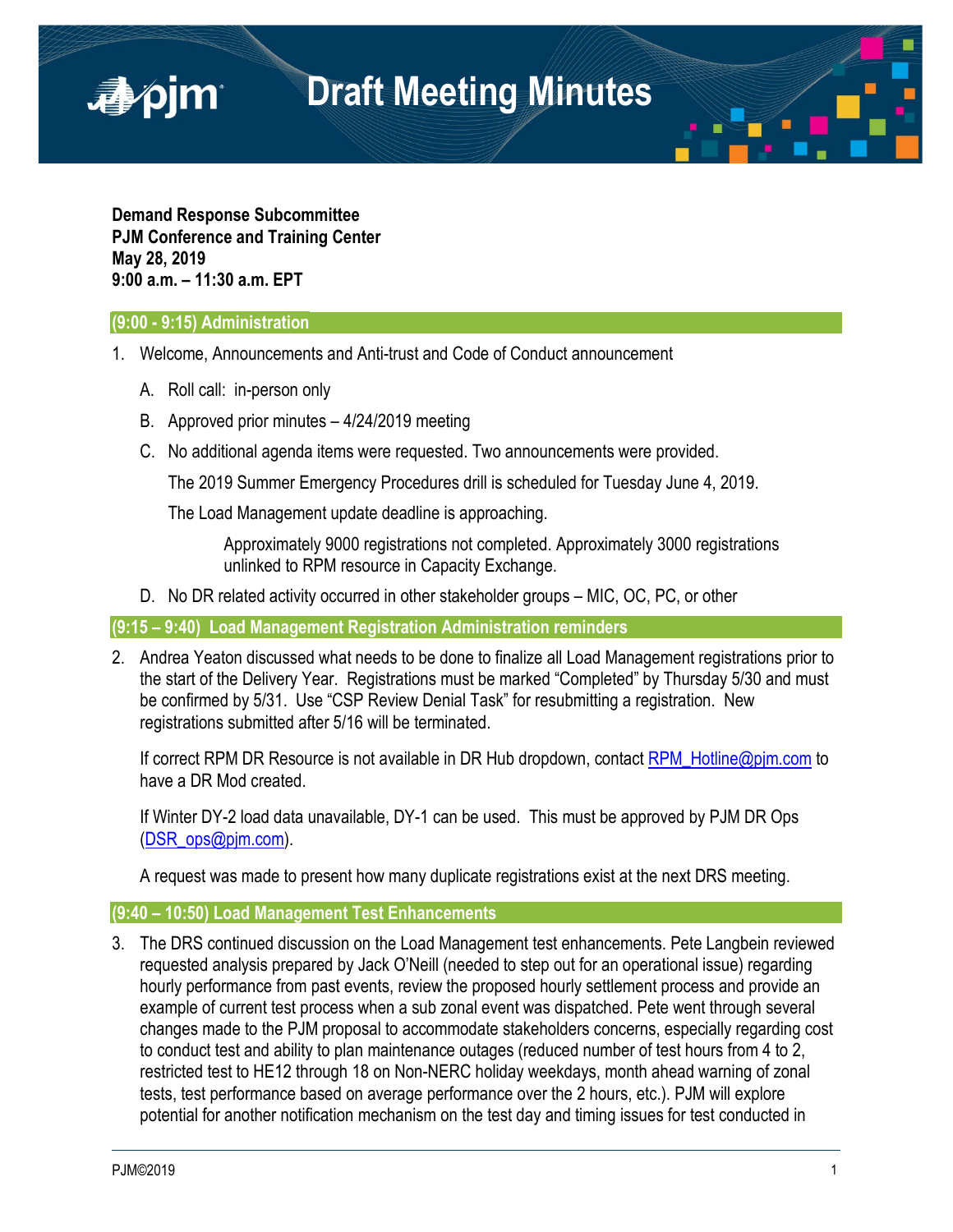# Draft Meeting Minutes

**Demand Response Subcommittee**
**PJM Conference and Training Center**
**May 28, 2019**
**9:00 a.m. – 11:30 a.m. EPT**

## (9:00 - 9:15) Administration

1. Welcome, Announcements and Anti-trust and Code of Conduct announcement

   A. Roll call: in-person only

   B. Approved prior minutes – 4/24/2019 meeting

   C. No additional agenda items were requested. Two announcements were provided.

   The 2019 Summer Emergency Procedures drill is scheduled for Tuesday June 4, 2019.

   The Load Management update deadline is approaching.

   > Approximately 9000 registrations not completed. Approximately 3000 registrations unlinked to RPM resource in Capacity Exchange.

   D. No DR related activity occurred in other stakeholder groups – MIC, OC, PC, or other

## (9:15 – 9:40) Load Management Registration Administration reminders

2. Andrea Yeaton discussed what needs to be done to finalize all Load Management registrations prior to the start of the Delivery Year. Registrations must be marked "Completed" by Thursday 5/30 and must be confirmed by 5/31. Use "CSP Review Denial Task" for resubmitting a registration. New registrations submitted after 5/16 will be terminated.

   If correct RPM DR Resource is not available in DR Hub dropdown, contact [RPM_Hotline@pjm.com](mailto:RPM_Hotline@pjm.com) to have a DR Mod created.

   If Winter DY-2 load data unavailable, DY-1 can be used. This must be approved by PJM DR Ops ([DSR_ops@pjm.com](mailto:DSR_ops@pjm.com)).

   A request was made to present how many duplicate registrations exist at the next DRS meeting.

## (9:40 – 10:50) Load Management Test Enhancements

3. The DRS continued discussion on the Load Management test enhancements. Pete Langbein reviewed requested analysis prepared by Jack O'Neill (needed to step out for an operational issue) regarding hourly performance from past events, review the proposed hourly settlement process and provide an example of current test process when a sub zonal event was dispatched. Pete went through several changes made to the PJM proposal to accommodate stakeholders concerns, especially regarding cost to conduct test and ability to plan maintenance outages (reduced number of test hours from 4 to 2, restricted test to HE12 through 18 on Non-NERC holiday weekdays, month ahead warning of zonal tests, test performance based on average performance over the 2 hours, etc.). PJM will explore potential for another notification mechanism on the test day and timing issues for test conducted in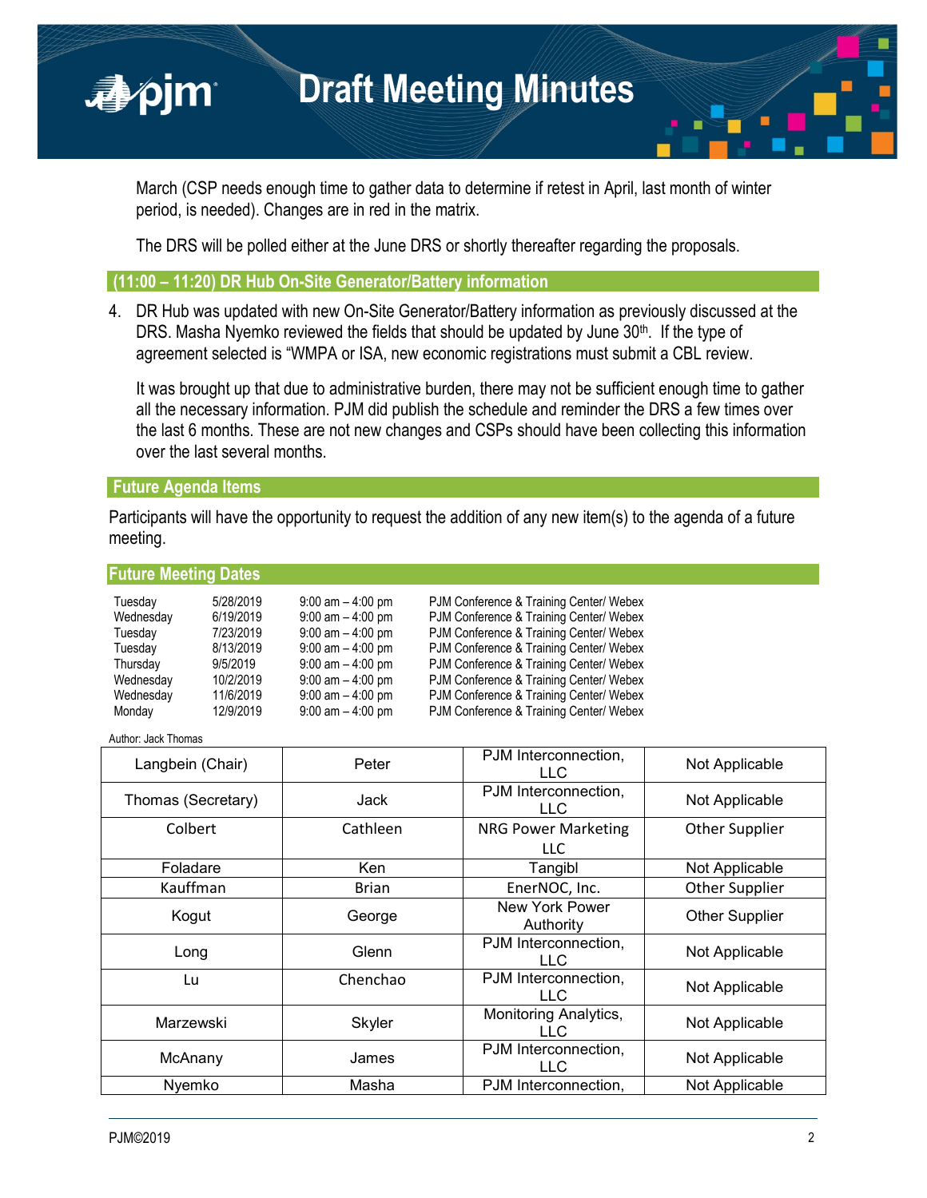March (CSP needs enough time to gather data to determine if retest in April, last month of winter period, is needed). Changes are in red in the matrix.

The DRS will be polled either at the June DRS or shortly thereafter regarding the proposals.

## (11:00 – 11:20) DR Hub On-Site Generator/Battery information

4. DR Hub was updated with new On-Site Generator/Battery information as previously discussed at the DRS. Masha Nyemko reviewed the fields that should be updated by June 30th. If the type of agreement selected is "WMPA or ISA, new economic registrations must submit a CBL review.

   It was brought up that due to administrative burden, there may not be sufficient enough time to gather all the necessary information. PJM did publish the schedule and reminder the DRS a few times over the last 6 months. These are not new changes and CSPs should have been collecting this information over the last several months.

## Future Agenda Items

Participants will have the opportunity to request the addition of any new item(s) to the agenda of a future meeting.

## Future Meeting Dates

| | | | |
|---|---|---|---|
| Tuesday | 5/28/2019 | 9:00 am – 4:00 pm | PJM Conference & Training Center/ Webex |
| Wednesday | 6/19/2019 | 9:00 am – 4:00 pm | PJM Conference & Training Center/ Webex |
| Tuesday | 7/23/2019 | 9:00 am – 4:00 pm | PJM Conference & Training Center/ Webex |
| Tuesday | 8/13/2019 | 9:00 am – 4:00 pm | PJM Conference & Training Center/ Webex |
| Thursday | 9/5/2019 | 9:00 am – 4:00 pm | PJM Conference & Training Center/ Webex |
| Wednesday | 10/2/2019 | 9:00 am – 4:00 pm | PJM Conference & Training Center/ Webex |
| Wednesday | 11/6/2019 | 9:00 am – 4:00 pm | PJM Conference & Training Center/ Webex |
| Monday | 12/9/2019 | 9:00 am – 4:00 pm | PJM Conference & Training Center/ Webex |

Author: Jack Thomas

| | | | |
|---|---|---|---|
| Langbein (Chair) | Peter | PJM Interconnection, LLC | Not Applicable |
| Thomas (Secretary) | Jack | PJM Interconnection, LLC | Not Applicable |
| Colbert | Cathleen | NRG Power Marketing LLC | Other Supplier |
| Foladare | Ken | Tangibl | Not Applicable |
| Kauffman | Brian | EnerNOC, Inc. | Other Supplier |
| Kogut | George | New York Power Authority | Other Supplier |
| Long | Glenn | PJM Interconnection, LLC | Not Applicable |
| Lu | Chenchao | PJM Interconnection, LLC | Not Applicable |
| Marzewski | Skyler | Monitoring Analytics, LLC | Not Applicable |
| McAnany | James | PJM Interconnection, LLC | Not Applicable |
| Nyemko | Masha | PJM Interconnection, | Not Applicable |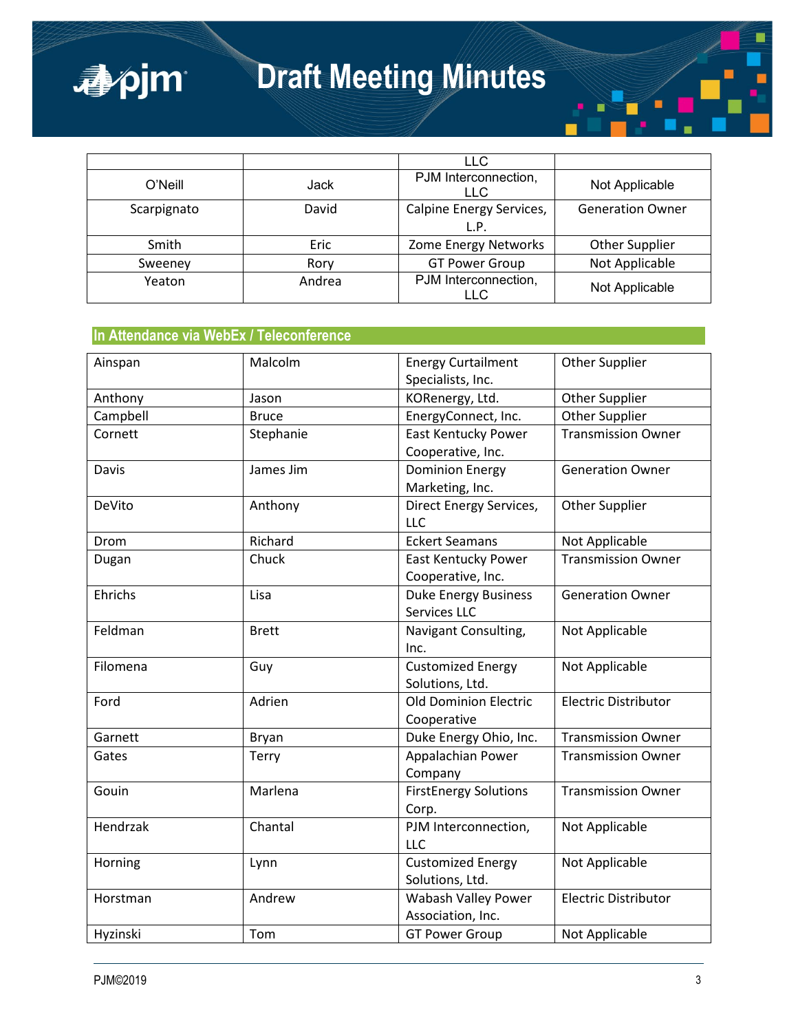| | | LLC | |
|---|---|---|---|
| O'Neill | Jack | PJM Interconnection, LLC | Not Applicable |
| Scarpignato | David | Calpine Energy Services, L.P. | Generation Owner |
| Smith | Eric | Zome Energy Networks | Other Supplier |
| Sweeney | Rory | GT Power Group | Not Applicable |
| Yeaton | Andrea | PJM Interconnection, LLC | Not Applicable |

## In Attendance via WebEx / Teleconference

| | | | |
|---|---|---|---|
| Ainspan | Malcolm | Energy Curtailment Specialists, Inc. | Other Supplier |
| Anthony | Jason | KORenergy, Ltd. | Other Supplier |
| Campbell | Bruce | EnergyConnect, Inc. | Other Supplier |
| Cornett | Stephanie | East Kentucky Power Cooperative, Inc. | Transmission Owner |
| Davis | James Jim | Dominion Energy Marketing, Inc. | Generation Owner |
| DeVito | Anthony | Direct Energy Services, LLC | Other Supplier |
| Drom | Richard | Eckert Seamans | Not Applicable |
| Dugan | Chuck | East Kentucky Power Cooperative, Inc. | Transmission Owner |
| Ehrichs | Lisa | Duke Energy Business Services LLC | Generation Owner |
| Feldman | Brett | Navigant Consulting, Inc. | Not Applicable |
| Filomena | Guy | Customized Energy Solutions, Ltd. | Not Applicable |
| Ford | Adrien | Old Dominion Electric Cooperative | Electric Distributor |
| Garnett | Bryan | Duke Energy Ohio, Inc. | Transmission Owner |
| Gates | Terry | Appalachian Power Company | Transmission Owner |
| Gouin | Marlena | FirstEnergy Solutions Corp. | Transmission Owner |
| Hendrzak | Chantal | PJM Interconnection, LLC | Not Applicable |
| Horning | Lynn | Customized Energy Solutions, Ltd. | Not Applicable |
| Horstman | Andrew | Wabash Valley Power Association, Inc. | Electric Distributor |
| Hyzinski | Tom | GT Power Group | Not Applicable |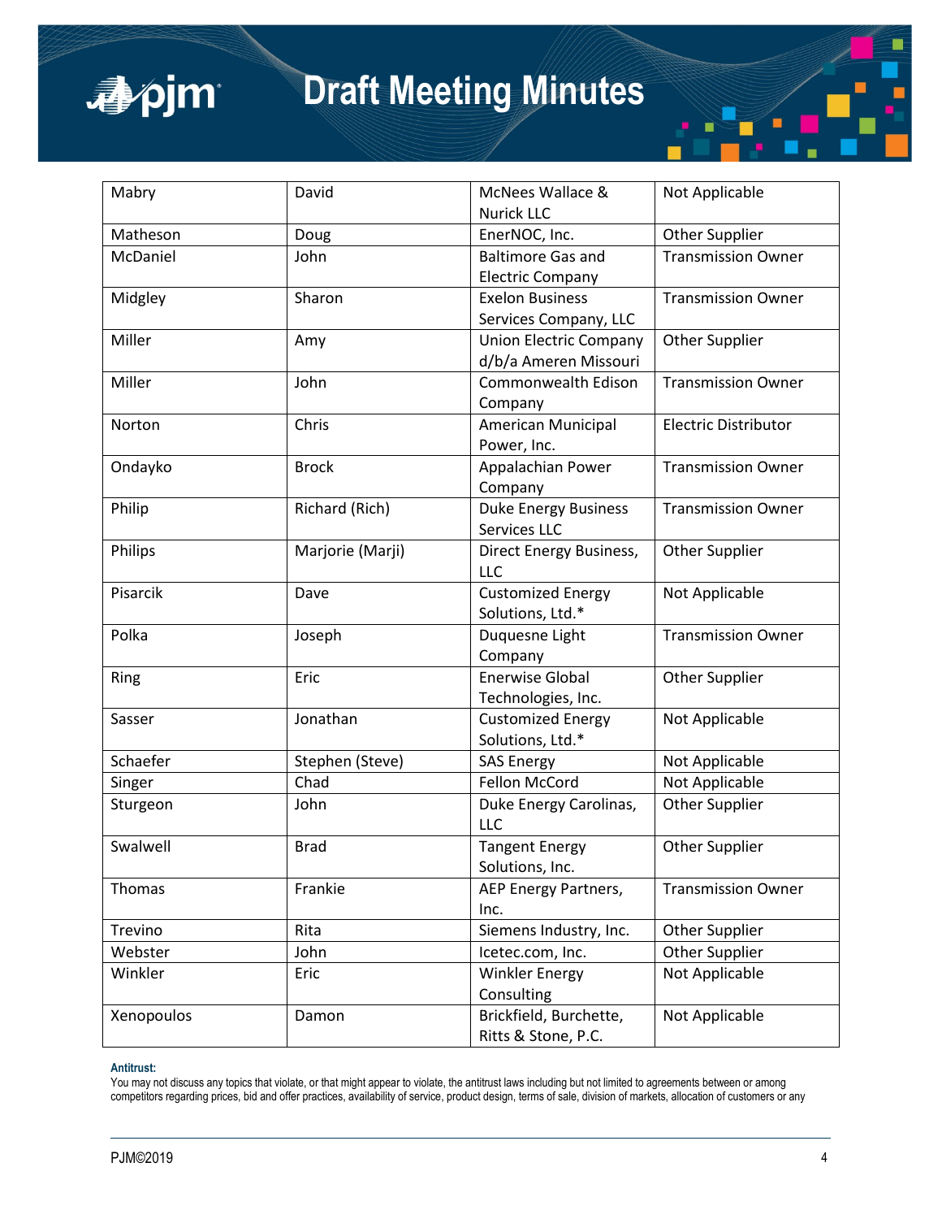| | | | |
|---|---|---|---|
| Mabry | David | McNees Wallace & Nurick LLC | Not Applicable |
| Matheson | Doug | EnerNOC, Inc. | Other Supplier |
| McDaniel | John | Baltimore Gas and Electric Company | Transmission Owner |
| Midgley | Sharon | Exelon Business Services Company, LLC | Transmission Owner |
| Miller | Amy | Union Electric Company d/b/a Ameren Missouri | Other Supplier |
| Miller | John | Commonwealth Edison Company | Transmission Owner |
| Norton | Chris | American Municipal Power, Inc. | Electric Distributor |
| Ondayko | Brock | Appalachian Power Company | Transmission Owner |
| Philip | Richard (Rich) | Duke Energy Business Services LLC | Transmission Owner |
| Philips | Marjorie (Marji) | Direct Energy Business, LLC | Other Supplier |
| Pisarcik | Dave | Customized Energy Solutions, Ltd.* | Not Applicable |
| Polka | Joseph | Duquesne Light Company | Transmission Owner |
| Ring | Eric | Enerwise Global Technologies, Inc. | Other Supplier |
| Sasser | Jonathan | Customized Energy Solutions, Ltd.* | Not Applicable |
| Schaefer | Stephen (Steve) | SAS Energy | Not Applicable |
| Singer | Chad | Fellon McCord | Not Applicable |
| Sturgeon | John | Duke Energy Carolinas, LLC | Other Supplier |
| Swalwell | Brad | Tangent Energy Solutions, Inc. | Other Supplier |
| Thomas | Frankie | AEP Energy Partners, Inc. | Transmission Owner |
| Trevino | Rita | Siemens Industry, Inc. | Other Supplier |
| Webster | John | Icetec.com, Inc. | Other Supplier |
| Winkler | Eric | Winkler Energy Consulting | Not Applicable |
| Xenopoulos | Damon | Brickfield, Burchette, Ritts & Stone, P.C. | Not Applicable |

**Antitrust:**
You may not discuss any topics that violate, or that might appear to violate, the antitrust laws including but not limited to agreements between or among competitors regarding prices, bid and offer practices, availability of service, product design, terms of sale, division of markets, allocation of customers or any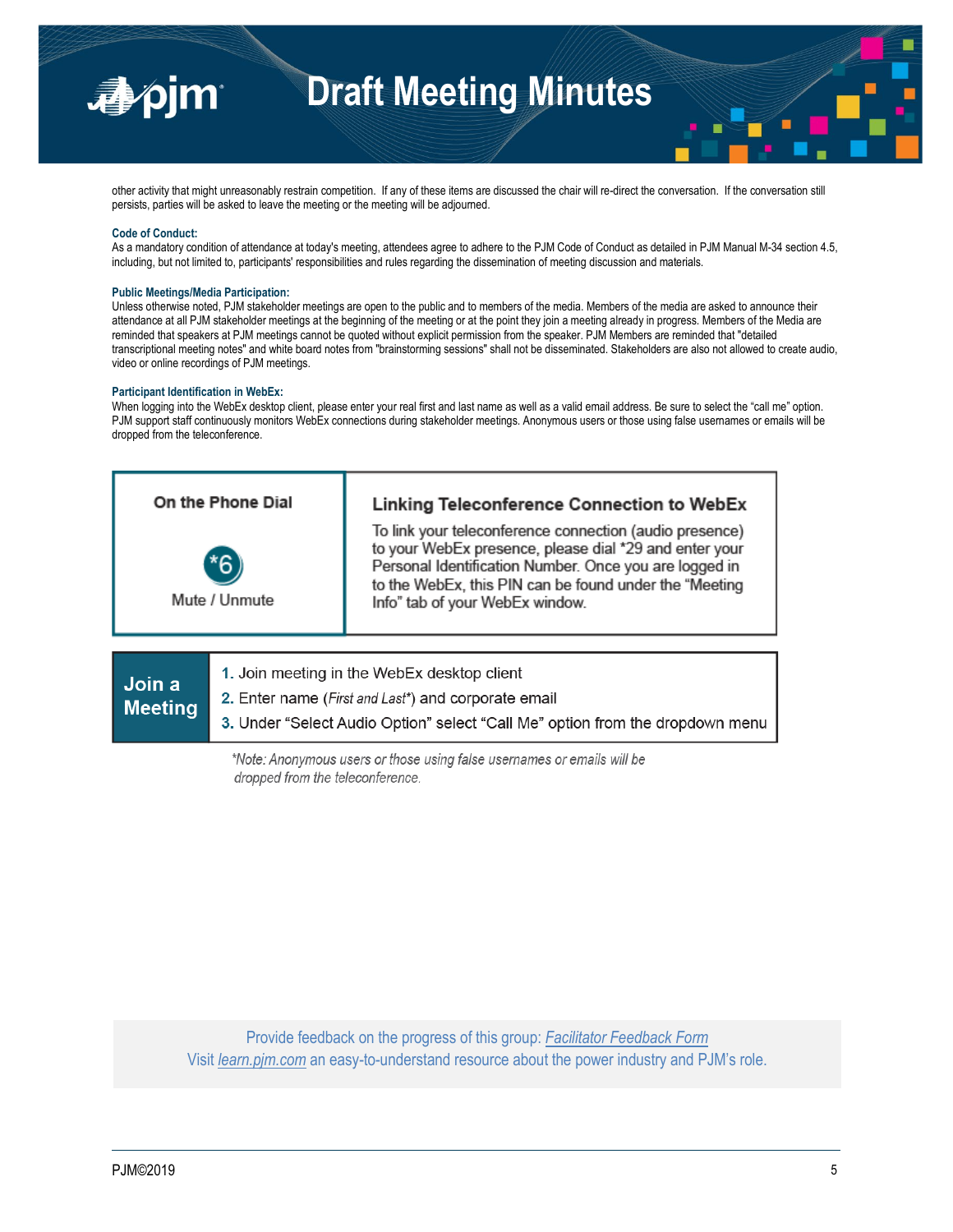other activity that might unreasonably restrain competition. If any of these items are discussed the chair will re-direct the conversation. If the conversation still persists, parties will be asked to leave the meeting or the meeting will be adjourned.

**Code of Conduct:**
As a mandatory condition of attendance at today's meeting, attendees agree to adhere to the PJM Code of Conduct as detailed in PJM Manual M-34 section 4.5, including, but not limited to, participants' responsibilities and rules regarding the dissemination of meeting discussion and materials.

**Public Meetings/Media Participation:**
Unless otherwise noted, PJM stakeholder meetings are open to the public and to members of the media. Members of the media are asked to announce their attendance at all PJM stakeholder meetings at the beginning of the meeting or at the point they join a meeting already in progress. Members of the Media are reminded that speakers at PJM meetings cannot be quoted without explicit permission from the speaker. PJM Members are reminded that "detailed transcriptional meeting notes" and white board notes from "brainstorming sessions" shall not be disseminated. Stakeholders are also not allowed to create audio, video or online recordings of PJM meetings.

**Participant Identification in WebEx:**
When logging into the WebEx desktop client, please enter your real first and last name as well as a valid email address. Be sure to select the "call me" option. PJM support staff continuously monitors WebEx connections during stakeholder meetings. Anonymous users or those using false usernames or emails will be dropped from the teleconference.

| On the Phone Dial | Linking Teleconference Connection to WebEx |
|---|---|
| *6 Mute / Unmute | To link your teleconference connection (audio presence) to your WebEx presence, please dial *29 and enter your Personal Identification Number. Once you are logged in to the WebEx, this PIN can be found under the "Meeting Info" tab of your WebEx window. |

**Join a Meeting**

1. Join meeting in the WebEx desktop client
2. Enter name (*First and Last**) and corporate email
3. Under "Select Audio Option" select "Call Me" option from the dropdown menu

*\*Note: Anonymous users or those using false usernames or emails will be dropped from the teleconference.*

Provide feedback on the progress of this group: [Facilitator Feedback Form]()
Visit [learn.pjm.com]() an easy-to-understand resource about the power industry and PJM's role.

PJM©2019